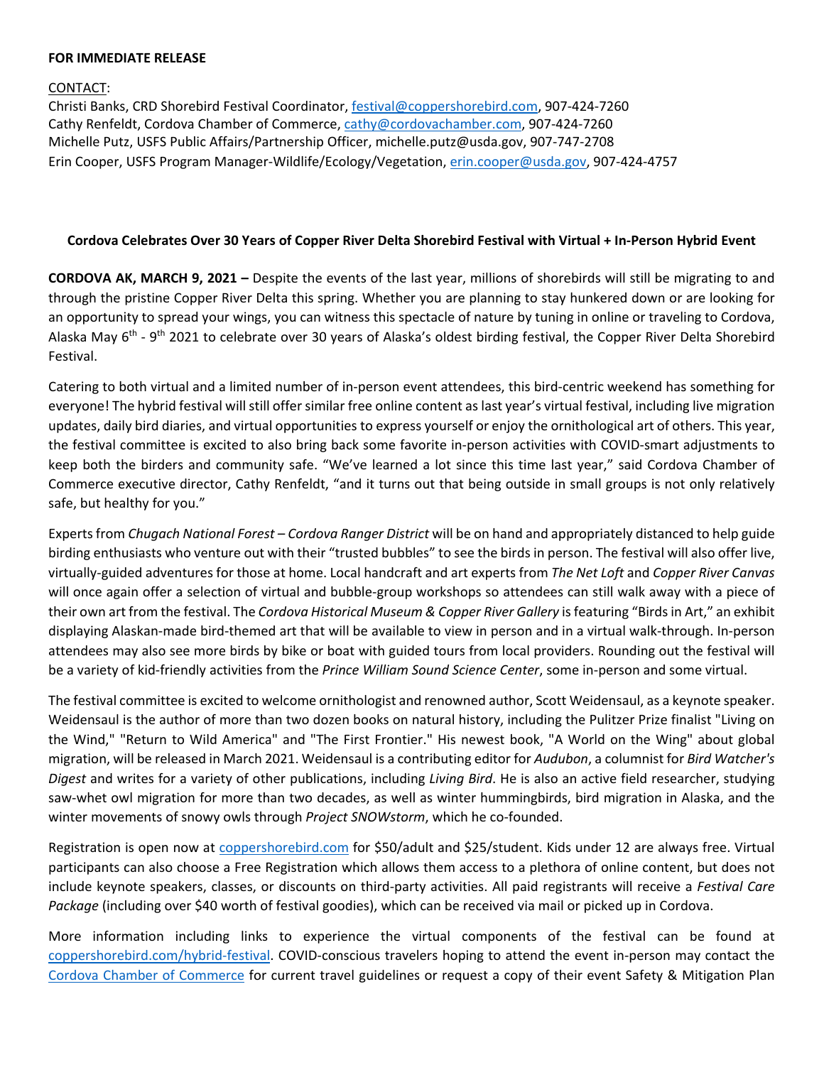**FOR IMMEDIATE RELEASE**

CONTACT:
Christi Banks, CRD Shorebird Festival Coordinator, festival@coppershorebird.com, 907-424-7260
Cathy Renfeldt, Cordova Chamber of Commerce, cathy@cordovachamber.com, 907-424-7260
Michelle Putz, USFS Public Affairs/Partnership Officer, michelle.putz@usda.gov, 907-747-2708
Erin Cooper, USFS Program Manager-Wildlife/Ecology/Vegetation, erin.cooper@usda.gov, 907-424-4757

**Cordova Celebrates Over 30 Years of Copper River Delta Shorebird Festival with Virtual + In-Person Hybrid Event**

**CORDOVA AK, MARCH 9, 2021 –** Despite the events of the last year, millions of shorebirds will still be migrating to and through the pristine Copper River Delta this spring. Whether you are planning to stay hunkered down or are looking for an opportunity to spread your wings, you can witness this spectacle of nature by tuning in online or traveling to Cordova, Alaska May 6th - 9th 2021 to celebrate over 30 years of Alaska's oldest birding festival, the Copper River Delta Shorebird Festival.

Catering to both virtual and a limited number of in-person event attendees, this bird-centric weekend has something for everyone! The hybrid festival will still offer similar free online content as last year's virtual festival, including live migration updates, daily bird diaries, and virtual opportunities to express yourself or enjoy the ornithological art of others. This year, the festival committee is excited to also bring back some favorite in-person activities with COVID-smart adjustments to keep both the birders and community safe. "We've learned a lot since this time last year," said Cordova Chamber of Commerce executive director, Cathy Renfeldt, "and it turns out that being outside in small groups is not only relatively safe, but healthy for you."

Experts from *Chugach National Forest – Cordova Ranger District* will be on hand and appropriately distanced to help guide birding enthusiasts who venture out with their "trusted bubbles" to see the birds in person. The festival will also offer live, virtually-guided adventures for those at home. Local handcraft and art experts from *The Net Loft* and *Copper River Canvas* will once again offer a selection of virtual and bubble-group workshops so attendees can still walk away with a piece of their own art from the festival. The *Cordova Historical Museum & Copper River Gallery* is featuring "Birds in Art," an exhibit displaying Alaskan-made bird-themed art that will be available to view in person and in a virtual walk-through. In-person attendees may also see more birds by bike or boat with guided tours from local providers. Rounding out the festival will be a variety of kid-friendly activities from the *Prince William Sound Science Center*, some in-person and some virtual.

The festival committee is excited to welcome ornithologist and renowned author, Scott Weidensaul, as a keynote speaker. Weidensaul is the author of more than two dozen books on natural history, including the Pulitzer Prize finalist "Living on the Wind," "Return to Wild America" and "The First Frontier." His newest book, "A World on the Wing" about global migration, will be released in March 2021. Weidensaul is a contributing editor for *Audubon*, a columnist for *Bird Watcher's Digest* and writes for a variety of other publications, including *Living Bird*. He is also an active field researcher, studying saw-whet owl migration for more than two decades, as well as winter hummingbirds, bird migration in Alaska, and the winter movements of snowy owls through *Project SNOWstorm*, which he co-founded.

Registration is open now at coppershorebird.com for $50/adult and $25/student. Kids under 12 are always free. Virtual participants can also choose a Free Registration which allows them access to a plethora of online content, but does not include keynote speakers, classes, or discounts on third-party activities. All paid registrants will receive a *Festival Care Package* (including over $40 worth of festival goodies), which can be received via mail or picked up in Cordova.

More information including links to experience the virtual components of the festival can be found at coppershorebird.com/hybrid-festival. COVID-conscious travelers hoping to attend the event in-person may contact the Cordova Chamber of Commerce for current travel guidelines or request a copy of their event Safety & Mitigation Plan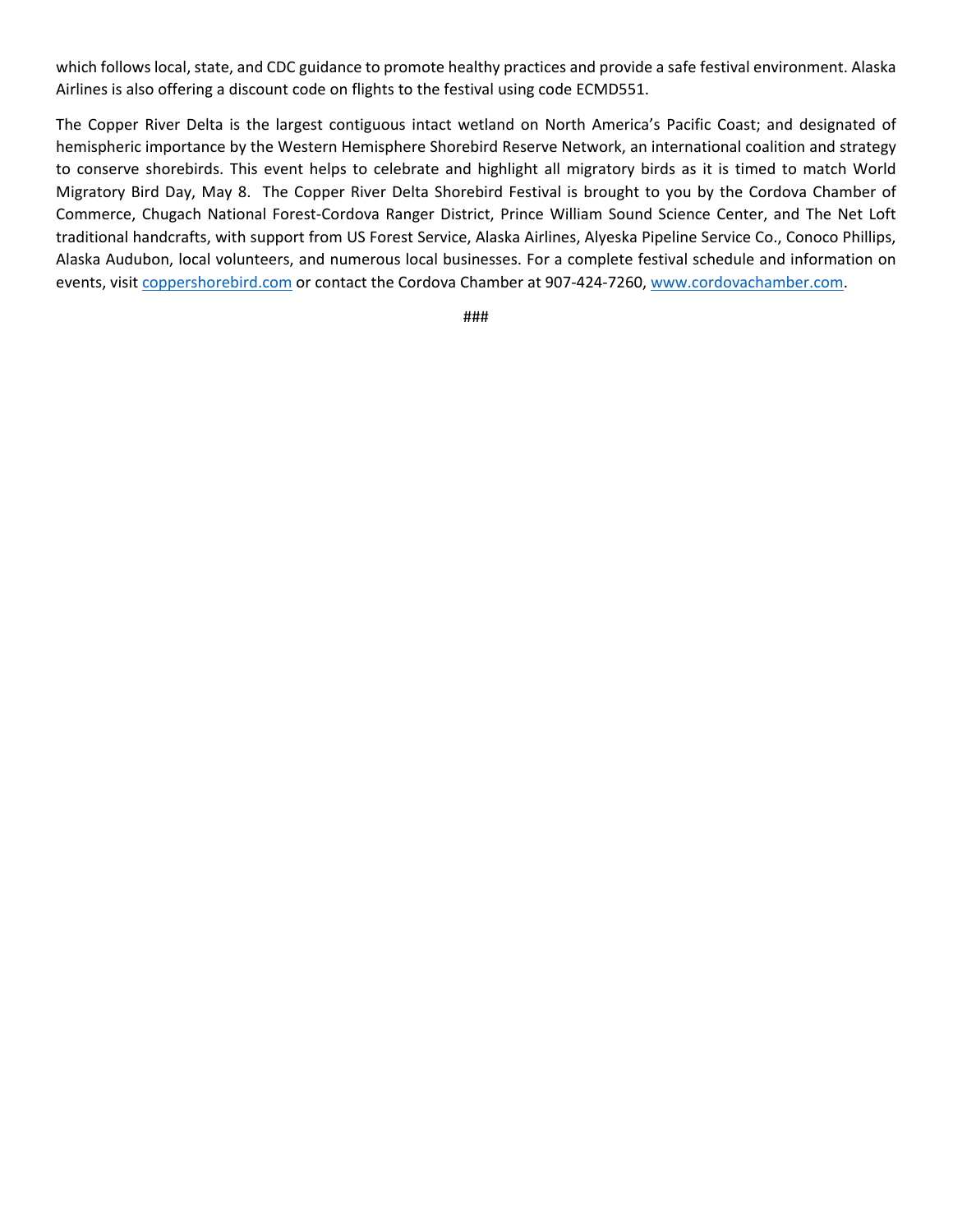which follows local, state, and CDC guidance to promote healthy practices and provide a safe festival environment. Alaska Airlines is also offering a discount code on flights to the festival using code ECMD551.

The Copper River Delta is the largest contiguous intact wetland on North America's Pacific Coast; and designated of hemispheric importance by the Western Hemisphere Shorebird Reserve Network, an international coalition and strategy to conserve shorebirds. This event helps to celebrate and highlight all migratory birds as it is timed to match World Migratory Bird Day, May 8. The Copper River Delta Shorebird Festival is brought to you by the Cordova Chamber of Commerce, Chugach National Forest-Cordova Ranger District, Prince William Sound Science Center, and The Net Loft traditional handcrafts, with support from US Forest Service, Alaska Airlines, Alyeska Pipeline Service Co., Conoco Phillips, Alaska Audubon, local volunteers, and numerous local businesses. For a complete festival schedule and information on events, visit [coppershorebird.com](coppershorebird.com) or contact the Cordova Chamber at 907-424-7260, [www.cordovachamber.com](www.cordovachamber.com).

###